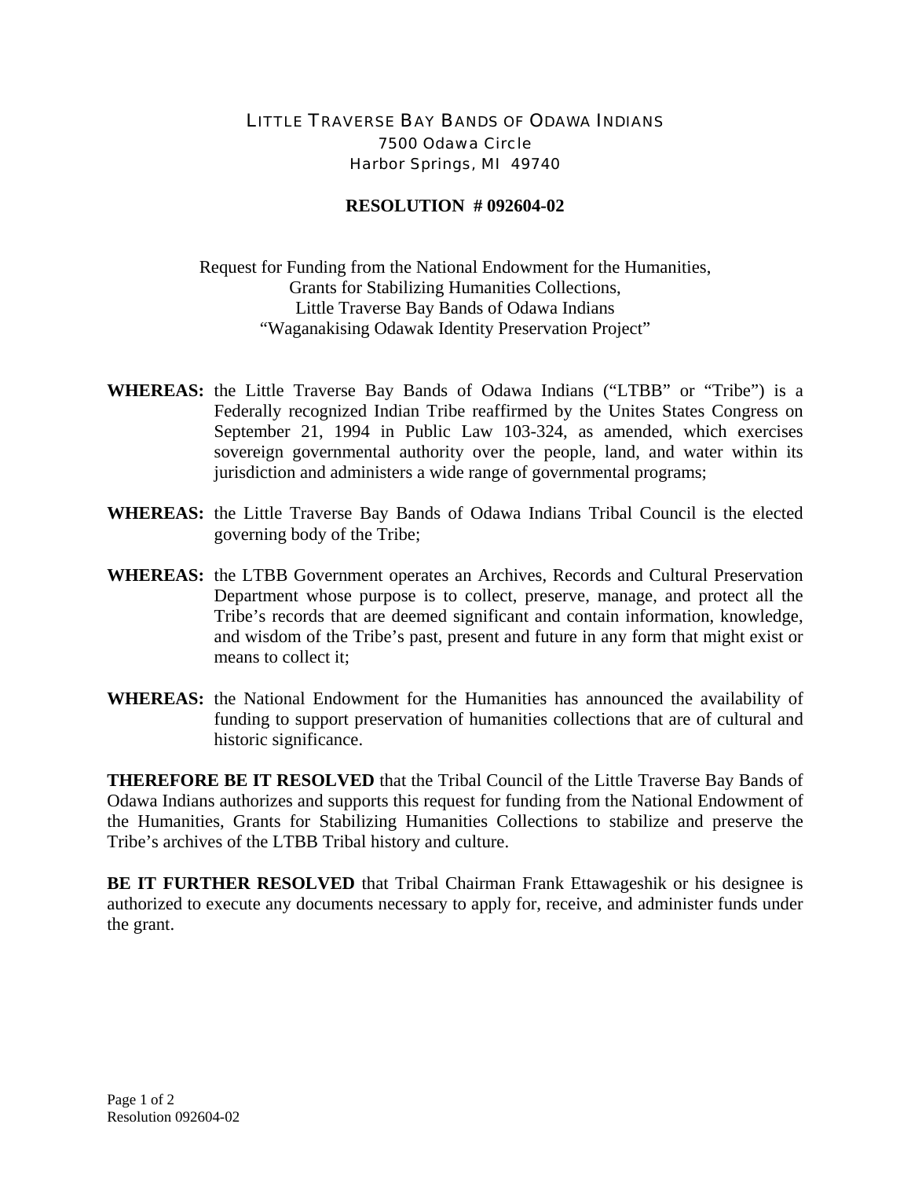# LITTLE TRAVERSE BAY BANDS OF ODAWA INDIANS

7500 Odawa Circle
Harbor Springs, MI 49740

## RESOLUTION # 092604-02

Request for Funding from the National Endowment for the Humanities,
Grants for Stabilizing Humanities Collections,
Little Traverse Bay Bands of Odawa Indians
"Waganakising Odawak Identity Preservation Project"

**WHEREAS:** the Little Traverse Bay Bands of Odawa Indians ("LTBB" or "Tribe") is a Federally recognized Indian Tribe reaffirmed by the Unites States Congress on September 21, 1994 in Public Law 103-324, as amended, which exercises sovereign governmental authority over the people, land, and water within its jurisdiction and administers a wide range of governmental programs;

**WHEREAS:** the Little Traverse Bay Bands of Odawa Indians Tribal Council is the elected governing body of the Tribe;

**WHEREAS:** the LTBB Government operates an Archives, Records and Cultural Preservation Department whose purpose is to collect, preserve, manage, and protect all the Tribe's records that are deemed significant and contain information, knowledge, and wisdom of the Tribe's past, present and future in any form that might exist or means to collect it;

**WHEREAS:** the National Endowment for the Humanities has announced the availability of funding to support preservation of humanities collections that are of cultural and historic significance.

**THEREFORE BE IT RESOLVED** that the Tribal Council of the Little Traverse Bay Bands of Odawa Indians authorizes and supports this request for funding from the National Endowment of the Humanities, Grants for Stabilizing Humanities Collections to stabilize and preserve the Tribe's archives of the LTBB Tribal history and culture.

**BE IT FURTHER RESOLVED** that Tribal Chairman Frank Ettawageshik or his designee is authorized to execute any documents necessary to apply for, receive, and administer funds under the grant.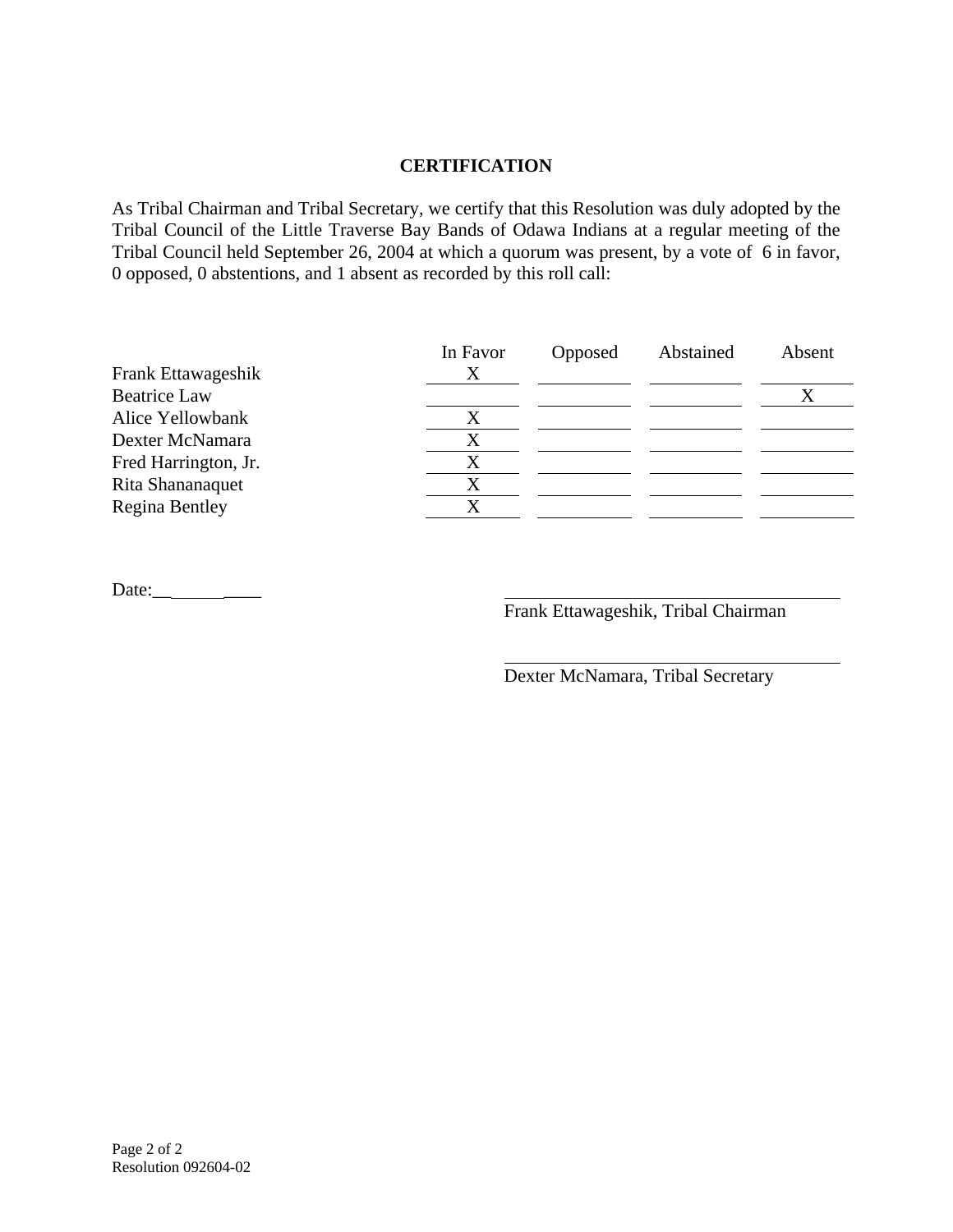## CERTIFICATION

As Tribal Chairman and Tribal Secretary, we certify that this Resolution was duly adopted by the Tribal Council of the Little Traverse Bay Bands of Odawa Indians at a regular meeting of the Tribal Council held September 26, 2004 at which a quorum was present, by a vote of 6 in favor, 0 opposed, 0 abstentions, and 1 absent as recorded by this roll call:

| | In Favor | Opposed | Abstained | Absent |
|---|---|---|---|---|
| Frank Ettawageshik | X | | | |
| Beatrice Law | | | | X |
| Alice Yellowbank | X | | | |
| Dexter McNamara | X | | | |
| Fred Harrington, Jr. | X | | | |
| Rita Shananaquet | X | | | |
| Regina Bentley | X | | | |

Date:\_\_\_\_\_\_\_\_\_\_\_\_

\_\_\_\_\_\_\_\_\_\_\_\_\_\_\_\_\_\_\_\_\_\_\_\_\_\_\_\_\_\_\_\_\_\_\_\_
Frank Ettawageshik, Tribal Chairman

\_\_\_\_\_\_\_\_\_\_\_\_\_\_\_\_\_\_\_\_\_\_\_\_\_\_\_\_\_\_\_\_\_\_\_\_
Dexter McNamara, Tribal Secretary

Resolution 092604-02